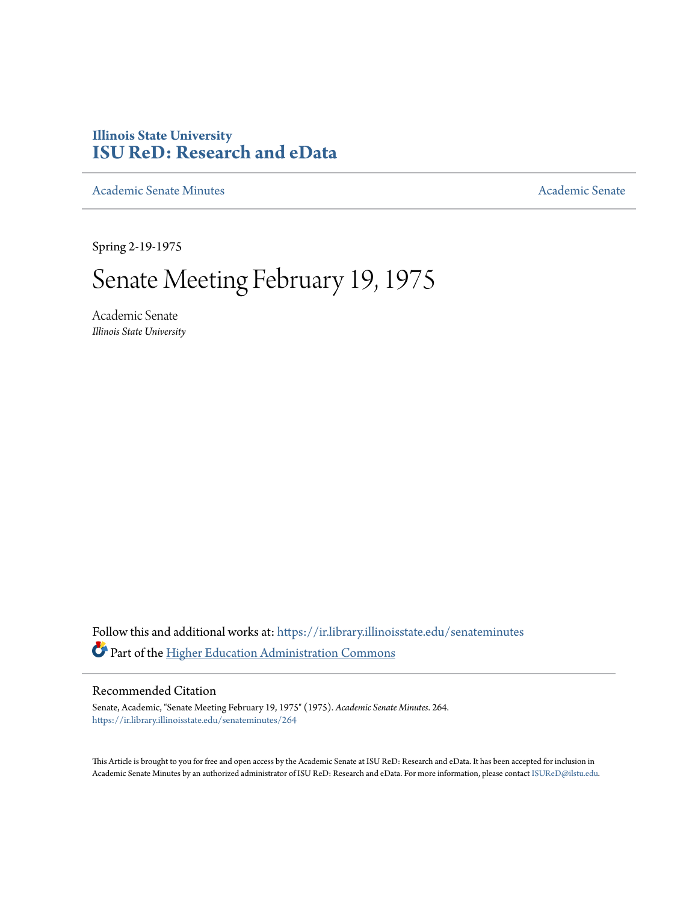Illinois State University
# ISU ReD: Research and eData

Academic Senate Minutes | Academic Senate

Spring 2-19-1975

# Senate Meeting February 19, 1975

Academic Senate
*Illinois State University*

Follow this and additional works at: https://ir.library.illinoisstate.edu/senateminutes

Part of the Higher Education Administration Commons

## Recommended Citation

Senate, Academic, "Senate Meeting February 19, 1975" (1975). *Academic Senate Minutes*. 264.
https://ir.library.illinoisstate.edu/senateminutes/264

This Article is brought to you for free and open access by the Academic Senate at ISU ReD: Research and eData. It has been accepted for inclusion in Academic Senate Minutes by an authorized administrator of ISU ReD: Research and eData. For more information, please contact ISUReD@ilstu.edu.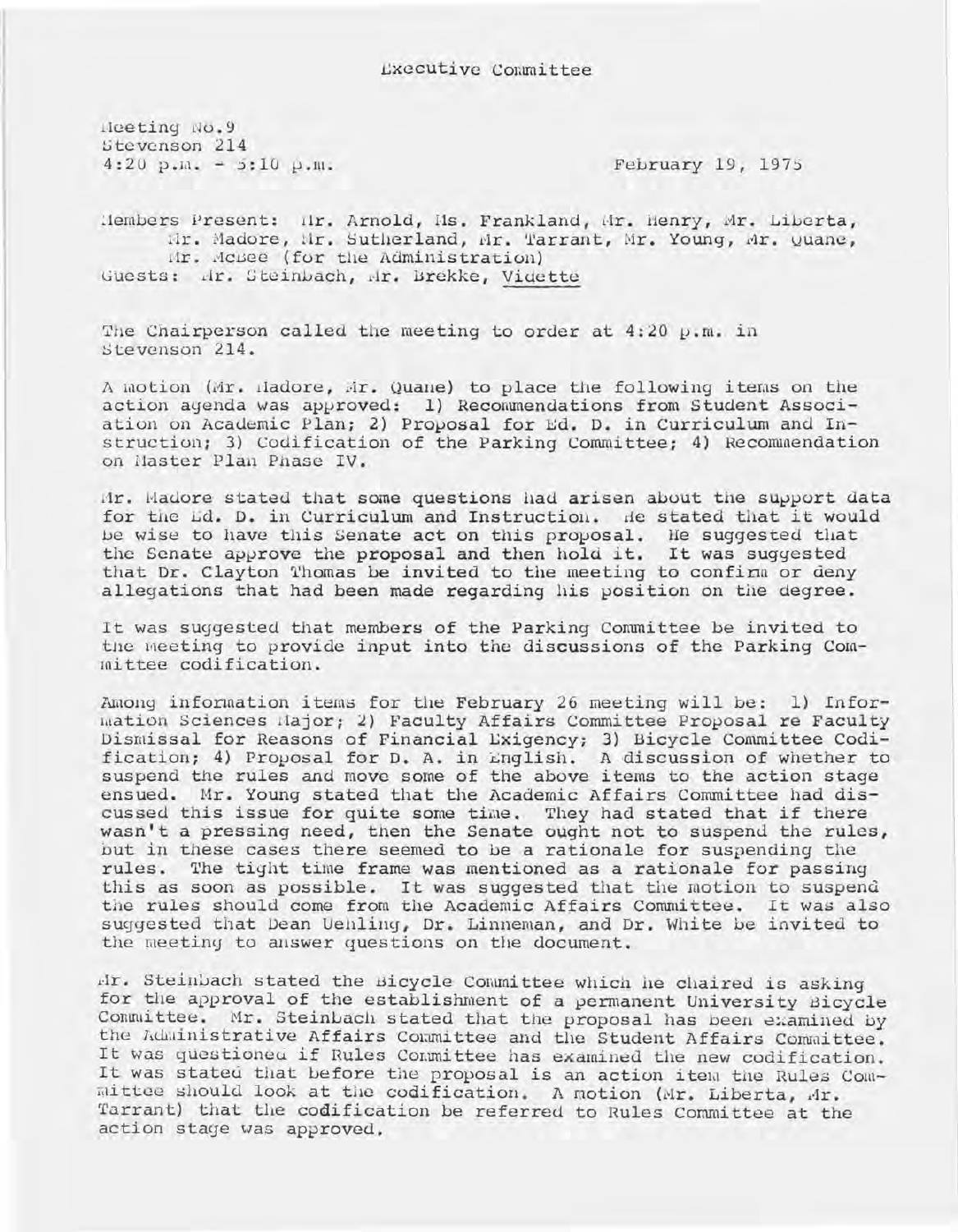Executive Committee

Meeting No.9
Stevenson 214
4:20 p.m. - 5:10 p.m.

February 19, 1975

Members Present: Mr. Arnold, Ms. Frankland, Mr. Henry, Mr. Liberta, Mr. Madore, Mr. Sutherland, Mr. Tarrant, Mr. Young, Mr. Quane, Mr. McGee (for the Administration)
Guests: Mr. Steinbach, Mr. Brekke, Vidette

The Chairperson called the meeting to order at 4:20 p.m. in Stevenson 214.

A motion (Mr. Madore, Mr. Quane) to place the following items on the action agenda was approved: 1) Recommendations from Student Association on Academic Plan; 2) Proposal for Ed. D. in Curriculum and Instruction; 3) Codification of the Parking Committee; 4) Recommendation on Master Plan Phase IV.

Mr. Madore stated that some questions had arisen about the support data for the Ed. D. in Curriculum and Instruction. He stated that it would be wise to have this Senate act on this proposal. He suggested that the Senate approve the proposal and then hold it. It was suggested that Dr. Clayton Thomas be invited to the meeting to confirm or deny allegations that had been made regarding his position on the degree.

It was suggested that members of the Parking Committee be invited to the meeting to provide input into the discussions of the Parking Committee codification.

Among information items for the February 26 meeting will be: 1) Information Sciences Major; 2) Faculty Affairs Committee Proposal re Faculty Dismissal for Reasons of Financial Exigency; 3) Bicycle Committee Codification; 4) Proposal for D. A. in English. A discussion of whether to suspend the rules and move some of the above items to the action stage ensued. Mr. Young stated that the Academic Affairs Committee had discussed this issue for quite some time. They had stated that if there wasn't a pressing need, then the Senate ought not to suspend the rules, but in these cases there seemed to be a rationale for suspending the rules. The tight time frame was mentioned as a rationale for passing this as soon as possible. It was suggested that the motion to suspend the rules should come from the Academic Affairs Committee. It was also suggested that Dean Uehling, Dr. Linneman, and Dr. White be invited to the meeting to answer questions on the document.

Mr. Steinbach stated the Bicycle Committee which he chaired is asking for the approval of the establishment of a permanent University Bicycle Committee. Mr. Steinbach stated that the proposal has been examined by the Administrative Affairs Committee and the Student Affairs Committee. It was questioned if Rules Committee has examined the new codification. It was stated that before the proposal is an action item the Rules Committee should look at the codification. A motion (Mr. Liberta, Mr. Tarrant) that the codification be referred to Rules Committee at the action stage was approved.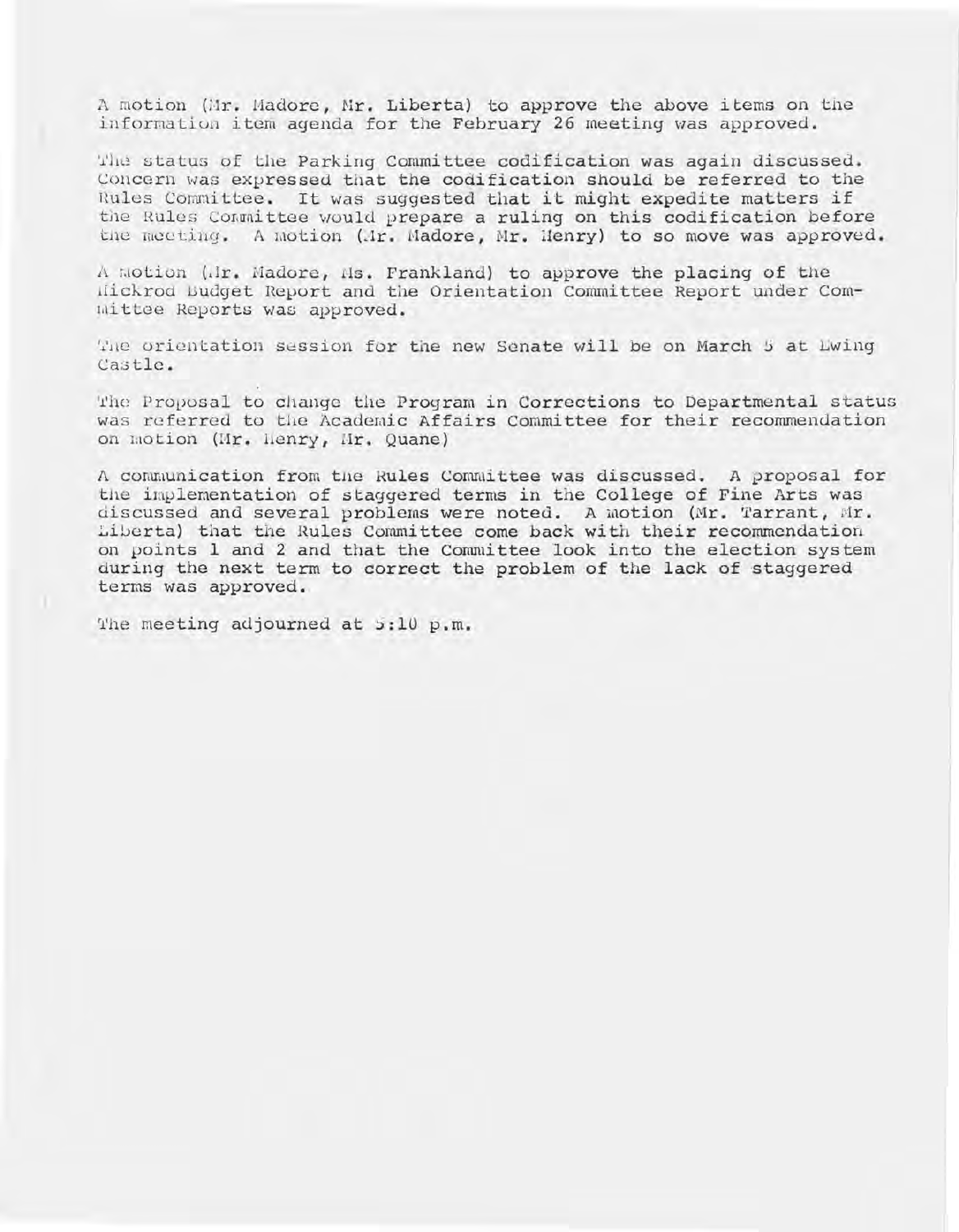A motion (Mr. Madore, Mr. Liberta) to approve the above items on the information item agenda for the February 26 meeting was approved.

The status of the Parking Committee codification was again discussed. Concern was expressed that the codification should be referred to the Rules Committee. It was suggested that it might expedite matters if the Rules Committee would prepare a ruling on this codification before the meeting. A motion (Mr. Madore, Mr. Henry) to so move was approved.

A motion (Mr. Madore, Ms. Frankland) to approve the placing of the Hickrod Budget Report and the Orientation Committee Report under Committee Reports was approved.

The orientation session for the new Senate will be on March 5 at Ewing Castle.

The Proposal to change the Program in Corrections to Departmental status was referred to the Academic Affairs Committee for their recommendation on motion (Mr. Henry, Mr. Quane)

A communication from the Rules Committee was discussed. A proposal for the implementation of staggered terms in the College of Fine Arts was discussed and several problems were noted. A motion (Mr. Tarrant, Mr. Liberta) that the Rules Committee come back with their recommendation on points 1 and 2 and that the Committee look into the election system during the next term to correct the problem of the lack of staggered terms was approved.

The meeting adjourned at 5:10 p.m.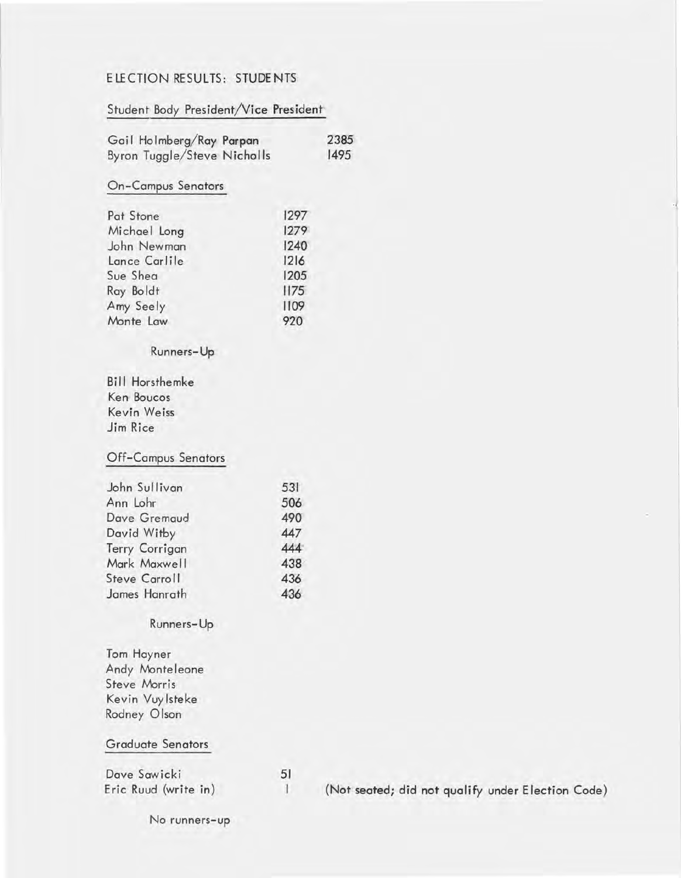# ELECTION RESULTS: STUDENTS

## Student Body President/Vice President

| | |
|---|---|
| Gail Holmberg/Ray Parpan | 2385 |
| Byron Tuggle/Steve Nicholls | 1495 |

## On-Campus Senators

| | |
|---|---|
| Pat Stone | 1297 |
| Michael Long | 1279 |
| John Newman | 1240 |
| Lance Carlile | 1216 |
| Sue Shea | 1205 |
| Ray Boldt | 1175 |
| Amy Seely | 1109 |
| Monte Law | 920 |

### Runners-Up

Bill Horsthemke
Ken Boucos
Kevin Weiss
Jim Rice

## Off-Campus Senators

| | |
|---|---|
| John Sullivan | 531 |
| Ann Lohr | 506 |
| Dave Gremaud | 490 |
| David Witby | 447 |
| Terry Corrigan | 444 |
| Mark Maxwell | 438 |
| Steve Carroll | 436 |
| James Hanrath | 436 |

### Runners-Up

Tom Hayner
Andy Monteleone
Steve Morris
Kevin Vuylsteke
Rodney Olson

## Graduate Senators

| | | |
|---|---|---|
| Dave Sawicki | 51 | |
| Eric Ruud (write in) | 1 | (Not seated; did not qualify under Election Code) |

No runners-up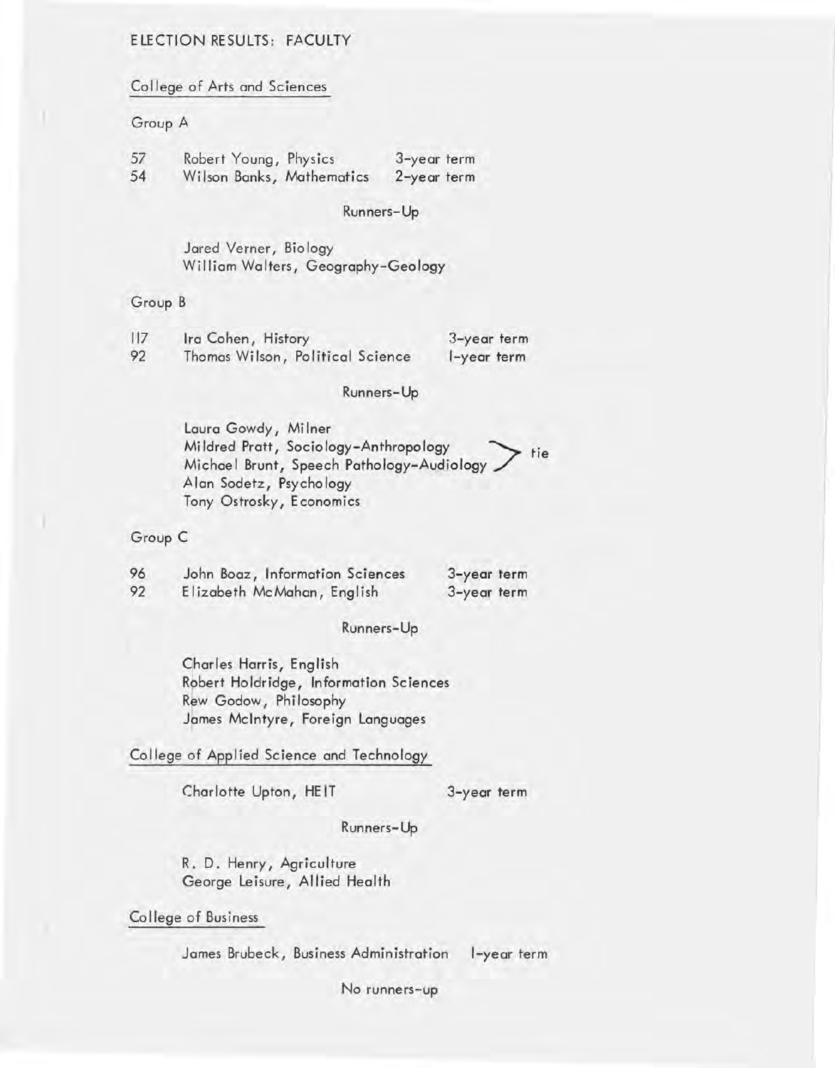# ELECTION RESULTS: FACULTY

## College of Arts and Sciences

### Group A

| Votes | Name | Term |
|---|---|---|
| 57 | Robert Young, Physics | 3-year term |
| 54 | Wilson Banks, Mathematics | 2-year term |

Runners-Up

Jared Verner, Biology
William Walters, Geography-Geology

### Group B

| Votes | Name | Term |
|---|---|---|
| 117 | Ira Cohen, History | 3-year term |
| 92 | Thomas Wilson, Political Science | 1-year term |

Runners-Up

Laura Gowdy, Milner
Mildred Pratt, Sociology-Anthropology (tie)
Michael Brunt, Speech Pathology-Audiology (tie)
Alan Sodetz, Psychology
Tony Ostrosky, Economics

### Group C

| Votes | Name | Term |
|---|---|---|
| 96 | John Boaz, Information Sciences | 3-year term |
| 92 | Elizabeth McMahan, English | 3-year term |

Runners-Up

Charles Harris, English
Robert Holdridge, Information Sciences
Rew Godow, Philosophy
James McIntyre, Foreign Languages

## College of Applied Science and Technology

Charlotte Upton, HEIT — 3-year term

Runners-Up

R. D. Henry, Agriculture
George Leisure, Allied Health

## College of Business

James Brubeck, Business Administration — 1-year term

No runners-up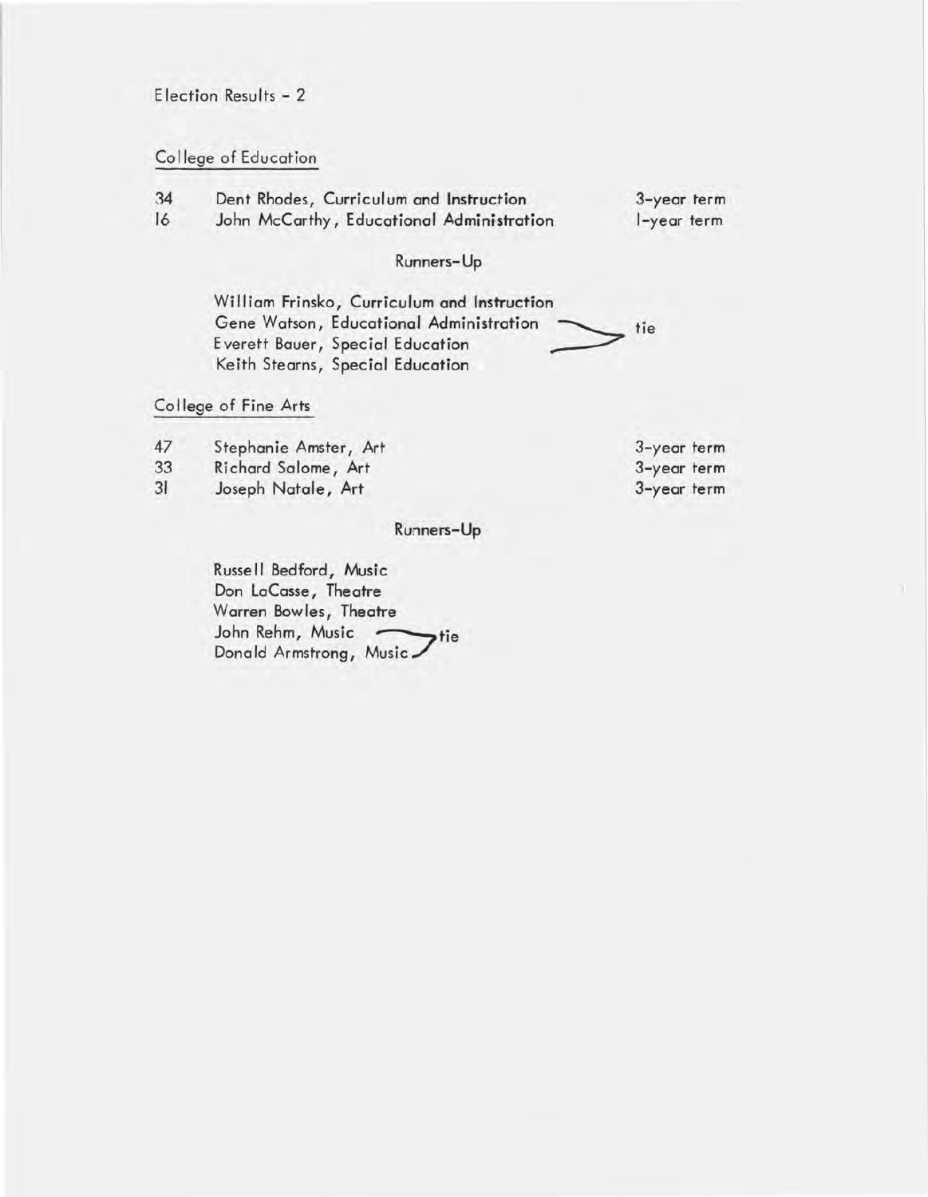Election Results - 2

## College of Education

| | | |
|---|---|---|
| 34 | Dent Rhodes, Curriculum and Instruction | 3-year term |
| 16 | John McCarthy, Educational Administration | 1-year term |

### Runners-Up

William Frinsko, Curriculum and Instruction
Gene Watson, Educational Administration } tie
Everett Bauer, Special Education
Keith Stearns, Special Education

## College of Fine Arts

| | | |
|---|---|---|
| 47 | Stephanie Amster, Art | 3-year term |
| 33 | Richard Salome, Art | 3-year term |
| 31 | Joseph Natale, Art | 3-year term |

### Runners-Up

Russell Bedford, Music
Don LaCasse, Theatre
Warren Bowles, Theatre
John Rehm, Music } tie
Donald Armstrong, Music